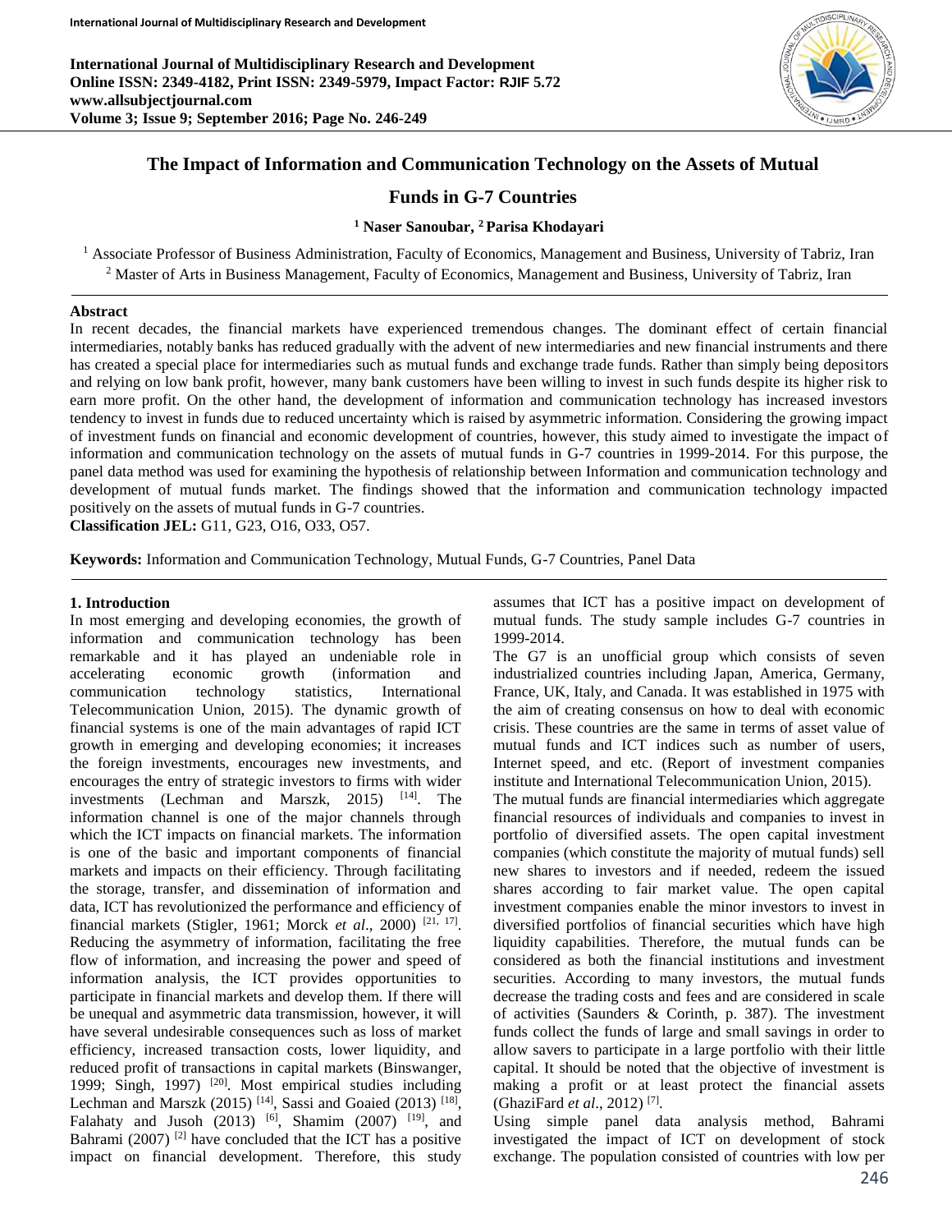# The Impact of Information and Communication Technology on the Assets of Mutual Funds in G-7 Countries

**[1] Naser Sanoubar, [2] Parisa Khodayari**

[1] Associate Professor of Business Administration, Faculty of Economics, Management and Business, University of Tabriz, Iran
[2] Master of Arts in Business Management, Faculty of Economics, Management and Business, University of Tabriz, Iran

## Abstract

In recent decades, the financial markets have experienced tremendous changes. The dominant effect of certain financial intermediaries, notably banks has reduced gradually with the advent of new intermediaries and new financial instruments and there has created a special place for intermediaries such as mutual funds and exchange trade funds. Rather than simply being depositors and relying on low bank profit, however, many bank customers have been willing to invest in such funds despite its higher risk to earn more profit. On the other hand, the development of information and communication technology has increased investors tendency to invest in funds due to reduced uncertainty which is raised by asymmetric information. Considering the growing impact of investment funds on financial and economic development of countries, however, this study aimed to investigate the impact of information and communication technology on the assets of mutual funds in G-7 countries in 1999-2014. For this purpose, the panel data method was used for examining the hypothesis of relationship between Information and communication technology and development of mutual funds market. The findings showed that the information and communication technology impacted positively on the assets of mutual funds in G-7 countries.

**Classification JEL:** G11, G23, O16, O33, O57.

**Keywords:** Information and Communication Technology, Mutual Funds, G-7 Countries, Panel Data

## 1. Introduction

In most emerging and developing economies, the growth of information and communication technology has been remarkable and it has played an undeniable role in accelerating economic growth (information and communication technology statistics, International Telecommunication Union, 2015). The dynamic growth of financial systems is one of the main advantages of rapid ICT growth in emerging and developing economies; it increases the foreign investments, encourages new investments, and encourages the entry of strategic investors to firms with wider investments (Lechman and Marszk, 2015) [14]. The information channel is one of the major channels through which the ICT impacts on financial markets. The information is one of the basic and important components of financial markets and impacts on their efficiency. Through facilitating the storage, transfer, and dissemination of information and data, ICT has revolutionized the performance and efficiency of financial markets (Stigler, 1961; Morck *et al*., 2000) [21, 17]. Reducing the asymmetry of information, facilitating the free flow of information, and increasing the power and speed of information analysis, the ICT provides opportunities to participate in financial markets and develop them. If there will be unequal and asymmetric data transmission, however, it will have several undesirable consequences such as loss of market efficiency, increased transaction costs, lower liquidity, and reduced profit of transactions in capital markets (Binswanger, 1999; Singh, 1997) [20]. Most empirical studies including Lechman and Marszk (2015) [14], Sassi and Goaied (2013) [18], Falahaty and Jusoh (2013) [6], Shamim (2007) [19], and Bahrami (2007) [2] have concluded that the ICT has a positive impact on financial development. Therefore, this study assumes that ICT has a positive impact on development of mutual funds. The study sample includes G-7 countries in 1999-2014.

The G7 is an unofficial group which consists of seven industrialized countries including Japan, America, Germany, France, UK, Italy, and Canada. It was established in 1975 with the aim of creating consensus on how to deal with economic crisis. These countries are the same in terms of asset value of mutual funds and ICT indices such as number of users, Internet speed, and etc. (Report of investment companies institute and International Telecommunication Union, 2015).

The mutual funds are financial intermediaries which aggregate financial resources of individuals and companies to invest in portfolio of diversified assets. The open capital investment companies (which constitute the majority of mutual funds) sell new shares to investors and if needed, redeem the issued shares according to fair market value. The open capital investment companies enable the minor investors to invest in diversified portfolios of financial securities which have high liquidity capabilities. Therefore, the mutual funds can be considered as both the financial institutions and investment securities. According to many investors, the mutual funds decrease the trading costs and fees and are considered in scale of activities (Saunders & Corinth, p. 387). The investment funds collect the funds of large and small savings in order to allow savers to participate in a large portfolio with their little capital. It should be noted that the objective of investment is making a profit or at least protect the financial assets (GhaziFard *et al*., 2012) [7].

Using simple panel data analysis method, Bahrami investigated the impact of ICT on development of stock exchange. The population consisted of countries with low per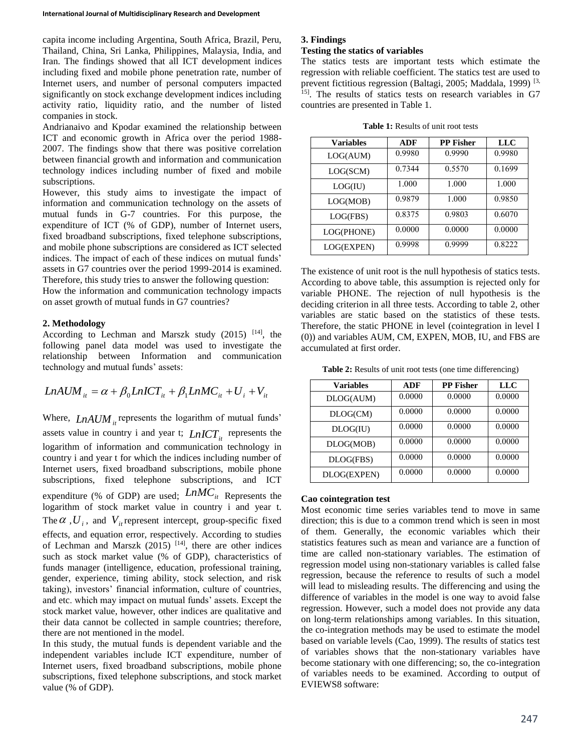capita income including Argentina, South Africa, Brazil, Peru, Thailand, China, Sri Lanka, Philippines, Malaysia, India, and Iran. The findings showed that all ICT development indices including fixed and mobile phone penetration rate, number of Internet users, and number of personal computers impacted significantly on stock exchange development indices including activity ratio, liquidity ratio, and the number of listed companies in stock.

Andrianaivo and Kpodar examined the relationship between ICT and economic growth in Africa over the period 1988-2007. The findings show that there was positive correlation between financial growth and information and communication technology indices including number of fixed and mobile subscriptions.

However, this study aims to investigate the impact of information and communication technology on the assets of mutual funds in G-7 countries. For this purpose, the expenditure of ICT (% of GDP), number of Internet users, fixed broadband subscriptions, fixed telephone subscriptions, and mobile phone subscriptions are considered as ICT selected indices. The impact of each of these indices on mutual funds' assets in G7 countries over the period 1999-2014 is examined. Therefore, this study tries to answer the following question:

How the information and communication technology impacts on asset growth of mutual funds in G7 countries?

## 2. Methodology

According to Lechman and Marszk study (2015) [14], the following panel data model was used to investigate the relationship between Information and communication technology and mutual funds' assets:

$$LnAUM_{it} = \alpha + \beta_0 LnICT_{it} + \beta_1 LnMC_{it} + U_i + V_{it}$$

Where, $LnAUM_{it}$ represents the logarithm of mutual funds' assets value in country i and year t; $LnICT_{it}$ represents the logarithm of information and communication technology in country i and year t for which the indices including number of Internet users, fixed broadband subscriptions, mobile phone subscriptions, fixed telephone subscriptions, and ICT expenditure (% of GDP) are used; $LnMC_{it}$ Represents the logarithm of stock market value in country i and year t. The $\alpha$, $U_i$, and $V_{it}$ represent intercept, group-specific fixed effects, and equation error, respectively. According to studies of Lechman and Marszk (2015) [14], there are other indices such as stock market value (% of GDP), characteristics of funds manager (intelligence, education, professional training, gender, experience, timing ability, stock selection, and risk taking), investors' financial information, culture of countries, and etc. which may impact on mutual funds' assets. Except the stock market value, however, other indices are qualitative and their data cannot be collected in sample countries; therefore, there are not mentioned in the model.

In this study, the mutual funds is dependent variable and the independent variables include ICT expenditure, number of Internet users, fixed broadband subscriptions, mobile phone subscriptions, fixed telephone subscriptions, and stock market value (% of GDP).

## 3. Findings

### Testing the statics of variables

The statics tests are important tests which estimate the regression with reliable coefficient. The statics test are used to prevent fictitious regression (Baltagi, 2005; Maddala, 1999) [3, 15]. The results of statics tests on research variables in G7 countries are presented in Table 1.

**Table 1:** Results of unit root tests

| Variables | ADF | PP Fisher | LLC |
|---|---|---|---|
| LOG(AUM) | 0.9980 | 0.9990 | 0.9980 |
| LOG(SCM) | 0.7344 | 0.5570 | 0.1699 |
| LOG(IU) | 1.000 | 1.000 | 1.000 |
| LOG(MOB) | 0.9879 | 1.000 | 0.9850 |
| LOG(FBS) | 0.8375 | 0.9803 | 0.6070 |
| LOG(PHONE) | 0.0000 | 0.0000 | 0.0000 |
| LOG(EXPEN) | 0.9998 | 0.9999 | 0.8222 |

The existence of unit root is the null hypothesis of statics tests. According to above table, this assumption is rejected only for variable PHONE. The rejection of null hypothesis is the deciding criterion in all three tests. According to table 2, other variables are static based on the statistics of these tests. Therefore, the static PHONE in level (cointegration in level I (0)) and variables AUM, CM, EXPEN, MOB, IU, and FBS are accumulated at first order.

**Table 2:** Results of unit root tests (one time differencing)

| Variables | ADF | PP Fisher | LLC |
|---|---|---|---|
| DLOG(AUM) | 0.0000 | 0.0000 | 0.0000 |
| DLOG(CM) | 0.0000 | 0.0000 | 0.0000 |
| DLOG(IU) | 0.0000 | 0.0000 | 0.0000 |
| DLOG(MOB) | 0.0000 | 0.0000 | 0.0000 |
| DLOG(FBS) | 0.0000 | 0.0000 | 0.0000 |
| DLOG(EXPEN) | 0.0000 | 0.0000 | 0.0000 |

### Cao cointegration test

Most economic time series variables tend to move in same direction; this is due to a common trend which is seen in most of them. Generally, the economic variables which their statistics features such as mean and variance are a function of time are called non-stationary variables. The estimation of regression model using non-stationary variables is called false regression, because the reference to results of such a model will lead to misleading results. The differencing and using the difference of variables in the model is one way to avoid false regression. However, such a model does not provide any data on long-term relationships among variables. In this situation, the co-integration methods may be used to estimate the model based on variable levels (Cao, 1999). The results of statics test of variables shows that the non-stationary variables have become stationary with one differencing; so, the co-integration of variables needs to be examined. According to output of EVIEWS8 software: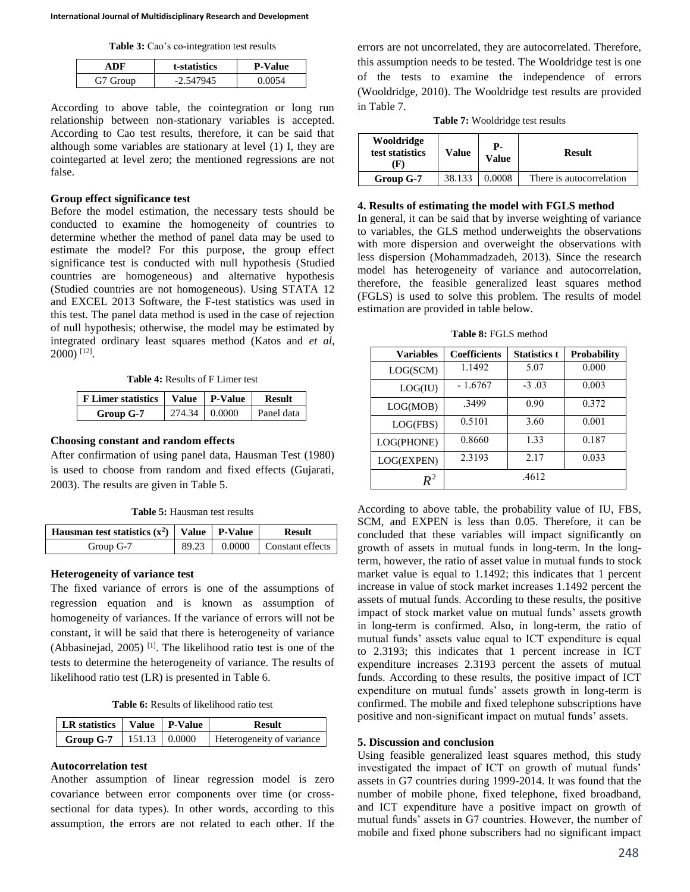**Table 3:** Cao's co-integration test results

| ADF | t-statistics | P-Value |
|---|---|---|
| G7 Group | -2.547945 | 0.0054 |

According to above table, the cointegration or long run relationship between non-stationary variables is accepted. According to Cao test results, therefore, it can be said that although some variables are stationary at level (1) I, they are cointegarted at level zero; the mentioned regressions are not false.

**Group effect significance test**

Before the model estimation, the necessary tests should be conducted to examine the homogeneity of countries to determine whether the method of panel data may be used to estimate the model? For this purpose, the group effect significance test is conducted with null hypothesis (Studied countries are homogeneous) and alternative hypothesis (Studied countries are not homogeneous). Using STATA 12 and EXCEL 2013 Software, the F-test statistics was used in this test. The panel data method is used in the case of rejection of null hypothesis; otherwise, the model may be estimated by integrated ordinary least squares method (Katos and *et al*, 2000) [12].

**Table 4:** Results of F Limer test

| F Limer statistics | Value | P-Value | Result |
|---|---|---|---|
| **Group G-7** | 274.34 | 0.0000 | Panel data |

**Choosing constant and random effects**

After confirmation of using panel data, Hausman Test (1980) is used to choose from random and fixed effects (Gujarati, 2003). The results are given in Table 5.

**Table 5:** Hausman test results

| Hausman test statistics ($x^2$) | Value | P-Value | Result |
|---|---|---|---|
| Group G-7 | 89.23 | 0.0000 | Constant effects |

**Heterogeneity of variance test**

The fixed variance of errors is one of the assumptions of regression equation and is known as assumption of homogeneity of variances. If the variance of errors will not be constant, it will be said that there is heterogeneity of variance (Abbasinejad, 2005) [1]. The likelihood ratio test is one of the tests to determine the heterogeneity of variance. The results of likelihood ratio test (LR) is presented in Table 6.

**Table 6:** Results of likelihood ratio test

| LR statistics | Value | P-Value | Result |
|---|---|---|---|
| **Group G-7** | 151.13 | 0.0000 | Heterogeneity of variance |

**Autocorrelation test**

Another assumption of linear regression model is zero covariance between error components over time (or cross-sectional for data types). In other words, according to this assumption, the errors are not related to each other. If the errors are not uncorrelated, they are autocorrelated. Therefore, this assumption needs to be tested. The Wooldridge test is one of the tests to examine the independence of errors (Wooldridge, 2010). The Wooldridge test results are provided in Table 7.

**Table 7:** Wooldridge test results

| Wooldridge test statistics (F) | Value | P-Value | Result |
|---|---|---|---|
| **Group G-7** | 38.133 | 0.0008 | There is autocorrelation |

**4. Results of estimating the model with FGLS method**

In general, it can be said that by inverse weighting of variance to variables, the GLS method underweights the observations with more dispersion and overweight the observations with less dispersion (Mohammadzadeh, 2013). Since the research model has heterogeneity of variance and autocorrelation, therefore, the feasible generalized least squares method (FGLS) is used to solve this problem. The results of model estimation are provided in table below.

**Table 8:** FGLS method

| Variables | Coefficients | Statistics t | Probability |
|---|---|---|---|
| LOG(SCM) | 1.1492 | 5.07 | 0.000 |
| LOG(IU) | - 1.6767 | -3 .03 | 0.003 |
| LOG(MOB) | .3499 | 0.90 | 0.372 |
| LOG(FBS) | 0.5101 | 3.60 | 0.001 |
| LOG(PHONE) | 0.8660 | 1.33 | 0.187 |
| LOG(EXPEN) | 2.3193 | 2.17 | 0.033 |
| $R^2$ | .4612 | | |

According to above table, the probability value of IU, FBS, SCM, and EXPEN is less than 0.05. Therefore, it can be concluded that these variables will impact significantly on growth of assets in mutual funds in long-term. In the long-term, however, the ratio of asset value in mutual funds to stock market value is equal to 1.1492; this indicates that 1 percent increase in value of stock market increases 1.1492 percent the assets of mutual funds. According to these results, the positive impact of stock market value on mutual funds' assets growth in long-term is confirmed. Also, in long-term, the ratio of mutual funds' assets value equal to ICT expenditure is equal to 2.3193; this indicates that 1 percent increase in ICT expenditure increases 2.3193 percent the assets of mutual funds. According to these results, the positive impact of ICT expenditure on mutual funds' assets growth in long-term is confirmed. The mobile and fixed telephone subscriptions have positive and non-significant impact on mutual funds' assets.

**5. Discussion and conclusion**

Using feasible generalized least squares method, this study investigated the impact of ICT on growth of mutual funds' assets in G7 countries during 1999-2014. It was found that the number of mobile phone, fixed telephone, fixed broadband, and ICT expenditure have a positive impact on growth of mutual funds' assets in G7 countries. However, the number of mobile and fixed phone subscribers had no significant impact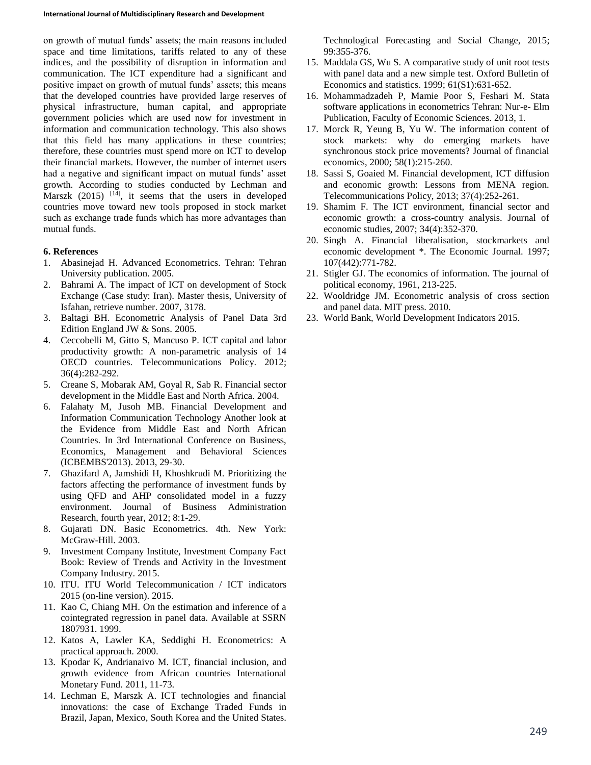on growth of mutual funds' assets; the main reasons included space and time limitations, tariffs related to any of these indices, and the possibility of disruption in information and communication. The ICT expenditure had a significant and positive impact on growth of mutual funds' assets; this means that the developed countries have provided large reserves of physical infrastructure, human capital, and appropriate government policies which are used now for investment in information and communication technology. This also shows that this field has many applications in these countries; therefore, these countries must spend more on ICT to develop their financial markets. However, the number of internet users had a negative and significant impact on mutual funds' asset growth. According to studies conducted by Lechman and Marszk (2015) [14], it seems that the users in developed countries move toward new tools proposed in stock market such as exchange trade funds which has more advantages than mutual funds.

## 6. References

1. Abasinejad H. Advanced Econometrics. Tehran: Tehran University publication. 2005.
2. Bahrami A. The impact of ICT on development of Stock Exchange (Case study: Iran). Master thesis, University of Isfahan, retrieve number. 2007, 3178.
3. Baltagi BH. Econometric Analysis of Panel Data 3rd Edition England JW & Sons. 2005.
4. Ceccobelli M, Gitto S, Mancuso P. ICT capital and labor productivity growth: A non-parametric analysis of 14 OECD countries. Telecommunications Policy. 2012; 36(4):282-292.
5. Creane S, Mobarak AM, Goyal R, Sab R. Financial sector development in the Middle East and North Africa. 2004.
6. Falahaty M, Jusoh MB. Financial Development and Information Communication Technology Another look at the Evidence from Middle East and North African Countries. In 3rd International Conference on Business, Economics, Management and Behavioral Sciences (ICBEMBS'2013). 2013, 29-30.
7. Ghazifard A, Jamshidi H, Khoshkrudi M. Prioritizing the factors affecting the performance of investment funds by using QFD and AHP consolidated model in a fuzzy environment. Journal of Business Administration Research, fourth year, 2012; 8:1-29.
8. Gujarati DN. Basic Econometrics. 4th. New York: McGraw-Hill. 2003.
9. Investment Company Institute, Investment Company Fact Book: Review of Trends and Activity in the Investment Company Industry. 2015.
10. ITU. ITU World Telecommunication / ICT indicators 2015 (on-line version). 2015.
11. Kao C, Chiang MH. On the estimation and inference of a cointegrated regression in panel data. Available at SSRN 1807931. 1999.
12. Katos A, Lawler KA, Seddighi H. Econometrics: A practical approach. 2000.
13. Kpodar K, Andrianaivo M. ICT, financial inclusion, and growth evidence from African countries International Monetary Fund. 2011, 11-73.
14. Lechman E, Marszk A. ICT technologies and financial innovations: the case of Exchange Traded Funds in Brazil, Japan, Mexico, South Korea and the United States. Technological Forecasting and Social Change, 2015; 99:355-376.
15. Maddala GS, Wu S. A comparative study of unit root tests with panel data and a new simple test. Oxford Bulletin of Economics and statistics. 1999; 61(S1):631-652.
16. Mohammadzadeh P, Mamie Poor S, Feshari M. Stata software applications in econometrics Tehran: Nur-e- Elm Publication, Faculty of Economic Sciences. 2013, 1.
17. Morck R, Yeung B, Yu W. The information content of stock markets: why do emerging markets have synchronous stock price movements? Journal of financial economics, 2000; 58(1):215-260.
18. Sassi S, Goaied M. Financial development, ICT diffusion and economic growth: Lessons from MENA region. Telecommunications Policy, 2013; 37(4):252-261.
19. Shamim F. The ICT environment, financial sector and economic growth: a cross-country analysis. Journal of economic studies, 2007; 34(4):352-370.
20. Singh A. Financial liberalisation, stockmarkets and economic development *. The Economic Journal. 1997; 107(442):771-782.
21. Stigler GJ. The economics of information. The journal of political economy, 1961, 213-225.
22. Wooldridge JM. Econometric analysis of cross section and panel data. MIT press. 2010.
23. World Bank, World Development Indicators 2015.